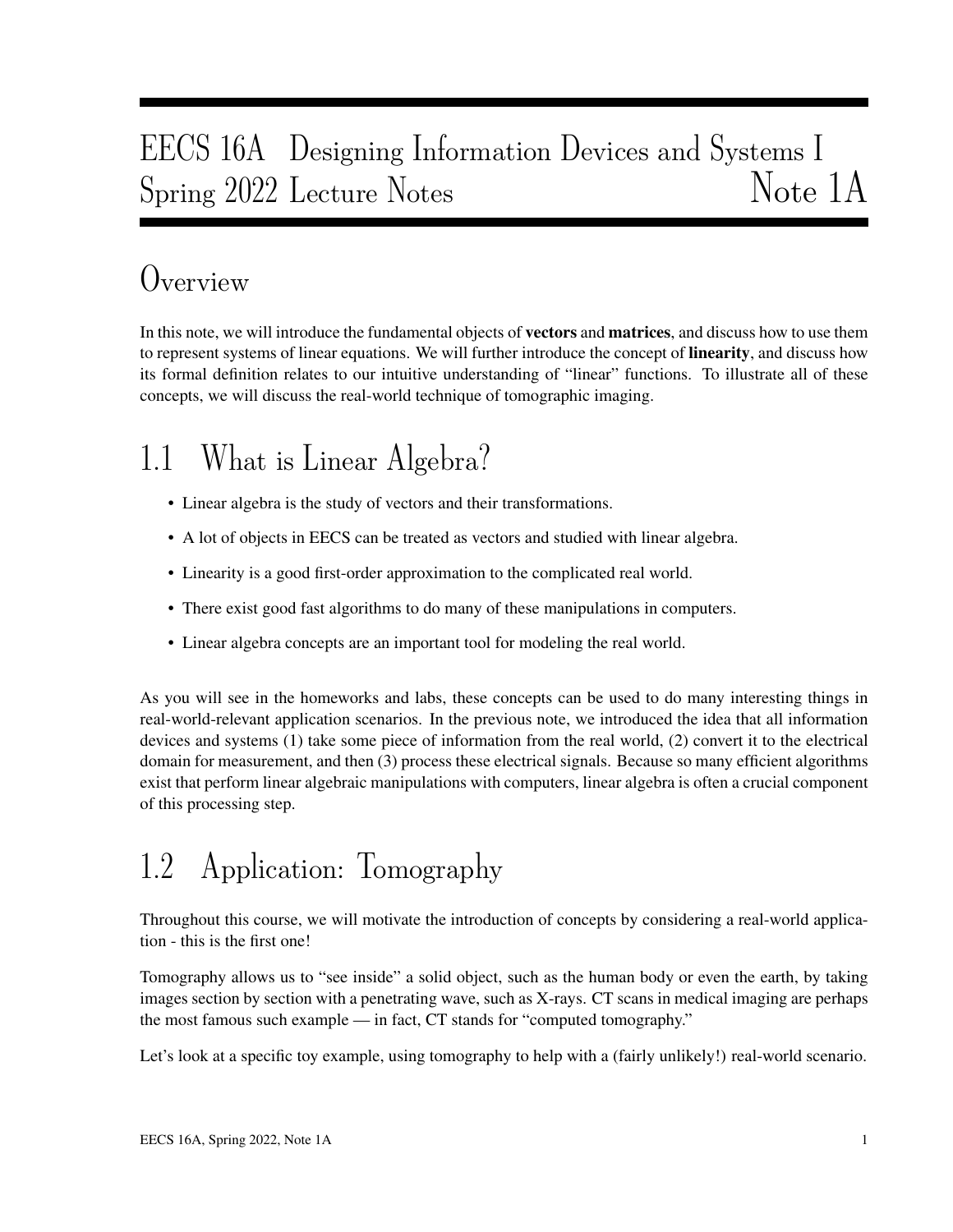# EECS 16A Designing Information Devices and Systems I
# Spring 2022 Lecture Notes Note 1A

## Overview

In this note, we will introduce the fundamental objects of **vectors** and **matrices**, and discuss how to use them to represent systems of linear equations. We will further introduce the concept of **linearity**, and discuss how its formal definition relates to our intuitive understanding of "linear" functions. To illustrate all of these concepts, we will discuss the real-world technique of tomographic imaging.

## 1.1 What is Linear Algebra?

- Linear algebra is the study of vectors and their transformations.
- A lot of objects in EECS can be treated as vectors and studied with linear algebra.
- Linearity is a good first-order approximation to the complicated real world.
- There exist good fast algorithms to do many of these manipulations in computers.
- Linear algebra concepts are an important tool for modeling the real world.

As you will see in the homeworks and labs, these concepts can be used to do many interesting things in real-world-relevant application scenarios. In the previous note, we introduced the idea that all information devices and systems (1) take some piece of information from the real world, (2) convert it to the electrical domain for measurement, and then (3) process these electrical signals. Because so many efficient algorithms exist that perform linear algebraic manipulations with computers, linear algebra is often a crucial component of this processing step.

## 1.2 Application: Tomography

Throughout this course, we will motivate the introduction of concepts by considering a real-world application - this is the first one!

Tomography allows us to "see inside" a solid object, such as the human body or even the earth, by taking images section by section with a penetrating wave, such as X-rays. CT scans in medical imaging are perhaps the most famous such example — in fact, CT stands for "computed tomography."

Let's look at a specific toy example, using tomography to help with a (fairly unlikely!) real-world scenario.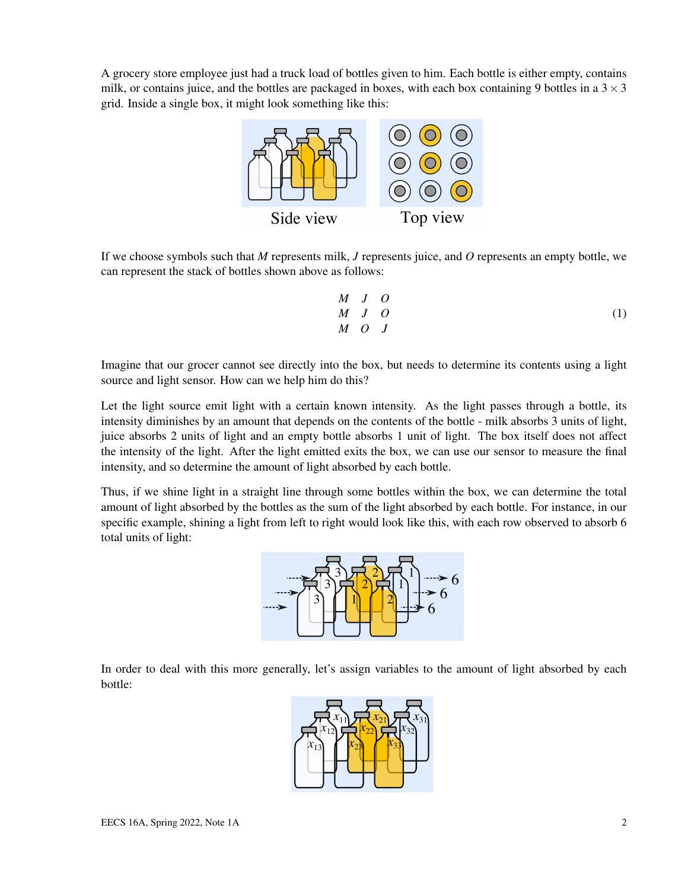A grocery store employee just had a truck load of bottles given to him. Each bottle is either empty, contains milk, or contains juice, and the bottles are packaged in boxes, with each box containing 9 bottles in a $3 \times 3$ grid. Inside a single box, it might look something like this:

If we choose symbols such that $M$ represents milk, $J$ represents juice, and $O$ represents an empty bottle, we can represent the stack of bottles shown above as follows:

$$
\begin{matrix}
M & J & O \\
M & J & O \\
M & O & J
\end{matrix}
\tag{1}
$$

Imagine that our grocer cannot see directly into the box, but needs to determine its contents using a light source and light sensor. How can we help him do this?

Let the light source emit light with a certain known intensity. As the light passes through a bottle, its intensity diminishes by an amount that depends on the contents of the bottle - milk absorbs 3 units of light, juice absorbs 2 units of light and an empty bottle absorbs 1 unit of light. The box itself does not affect the intensity of the light. After the light emitted exits the box, we can use our sensor to measure the final intensity, and so determine the amount of light absorbed by each bottle.

Thus, if we shine light in a straight line through some bottles within the box, we can determine the total amount of light absorbed by the bottles as the sum of the light absorbed by each bottle. For instance, in our specific example, shining a light from left to right would look like this, with each row observed to absorb 6 total units of light:

In order to deal with this more generally, let's assign variables to the amount of light absorbed by each bottle: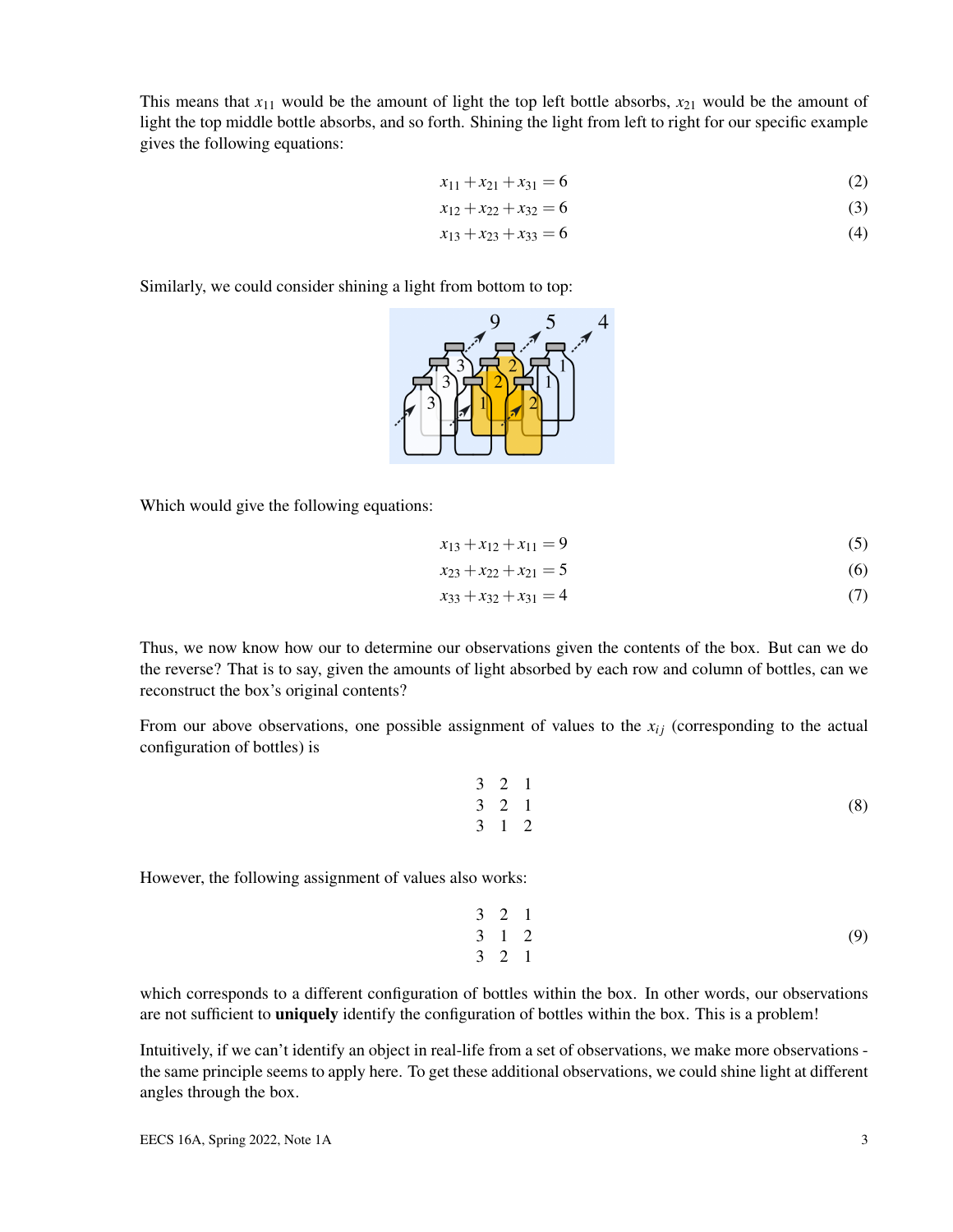This means that $x_{11}$ would be the amount of light the top left bottle absorbs, $x_{21}$ would be the amount of light the top middle bottle absorbs, and so forth. Shining the light from left to right for our specific example gives the following equations:

$$x_{11} + x_{21} + x_{31} = 6 \tag{2}$$

$$x_{12} + x_{22} + x_{32} = 6 \tag{3}$$

$$x_{13} + x_{23} + x_{33} = 6 \tag{4}$$

Similarly, we could consider shining a light from bottom to top:

Which would give the following equations:

$$x_{13} + x_{12} + x_{11} = 9 \tag{5}$$

$$x_{23} + x_{22} + x_{21} = 5 \tag{6}$$

$$x_{33} + x_{32} + x_{31} = 4 \tag{7}$$

Thus, we now know how our to determine our observations given the contents of the box. But can we do the reverse? That is to say, given the amounts of light absorbed by each row and column of bottles, can we reconstruct the box's original contents?

From our above observations, one possible assignment of values to the $x_{ij}$ (corresponding to the actual configuration of bottles) is

$$\begin{matrix} 3 & 2 & 1 \\ 3 & 2 & 1 \\ 3 & 1 & 2 \end{matrix} \tag{8}$$

However, the following assignment of values also works:

$$\begin{matrix} 3 & 2 & 1 \\ 3 & 1 & 2 \\ 3 & 2 & 1 \end{matrix} \tag{9}$$

which corresponds to a different configuration of bottles within the box. In other words, our observations are not sufficient to **uniquely** identify the configuration of bottles within the box. This is a problem!

Intuitively, if we can't identify an object in real-life from a set of observations, we make more observations - the same principle seems to apply here. To get these additional observations, we could shine light at different angles through the box.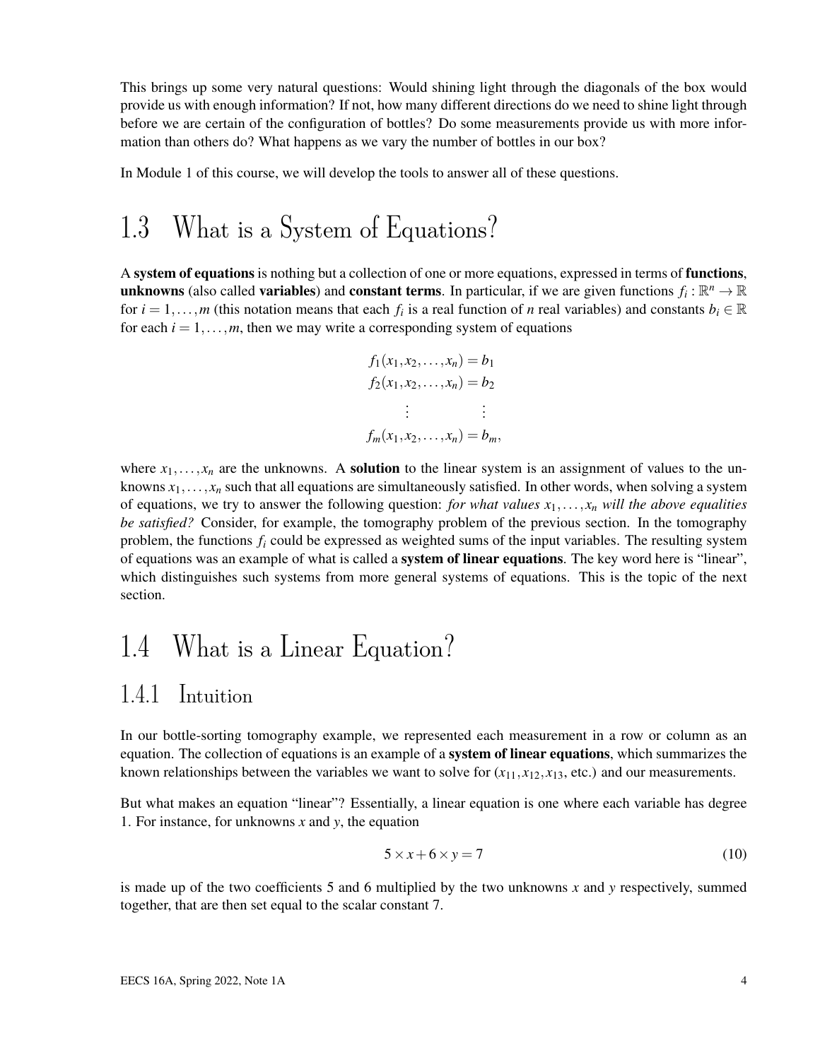This brings up some very natural questions: Would shining light through the diagonals of the box would provide us with enough information? If not, how many different directions do we need to shine light through before we are certain of the configuration of bottles? Do some measurements provide us with more information than others do? What happens as we vary the number of bottles in our box?

In Module 1 of this course, we will develop the tools to answer all of these questions.

# 1.3 What is a System of Equations?

A **system of equations** is nothing but a collection of one or more equations, expressed in terms of **functions**, **unknowns** (also called **variables**) and **constant terms**. In particular, if we are given functions $f_i : \mathbb{R}^n \to \mathbb{R}$ for $i = 1, \ldots, m$ (this notation means that each $f_i$ is a real function of $n$ real variables) and constants $b_i \in \mathbb{R}$ for each $i = 1, \ldots, m$, then we may write a corresponding system of equations

$$
\begin{aligned}
f_1(x_1, x_2, \ldots, x_n) &= b_1 \\
f_2(x_1, x_2, \ldots, x_n) &= b_2 \\
\vdots \qquad & \quad \vdots \\
f_m(x_1, x_2, \ldots, x_n) &= b_m,
\end{aligned}
$$

where $x_1, \ldots, x_n$ are the unknowns. A **solution** to the linear system is an assignment of values to the unknowns $x_1, \ldots, x_n$ such that all equations are simultaneously satisfied. In other words, when solving a system of equations, we try to answer the following question: *for what values $x_1, \ldots, x_n$ will the above equalities be satisfied?* Consider, for example, the tomography problem of the previous section. In the tomography problem, the functions $f_i$ could be expressed as weighted sums of the input variables. The resulting system of equations was an example of what is called a **system of linear equations**. The key word here is "linear", which distinguishes such systems from more general systems of equations. This is the topic of the next section.

# 1.4 What is a Linear Equation?

## 1.4.1 Intuition

In our bottle-sorting tomography example, we represented each measurement in a row or column as an equation. The collection of equations is an example of a **system of linear equations**, which summarizes the known relationships between the variables we want to solve for ($x_{11}, x_{12}, x_{13}$, etc.) and our measurements.

But what makes an equation "linear"? Essentially, a linear equation is one where each variable has degree 1. For instance, for unknowns $x$ and $y$, the equation

$$5 \times x + 6 \times y = 7 \tag{10}$$

is made up of the two coefficients 5 and 6 multiplied by the two unknowns $x$ and $y$ respectively, summed together, that are then set equal to the scalar constant 7.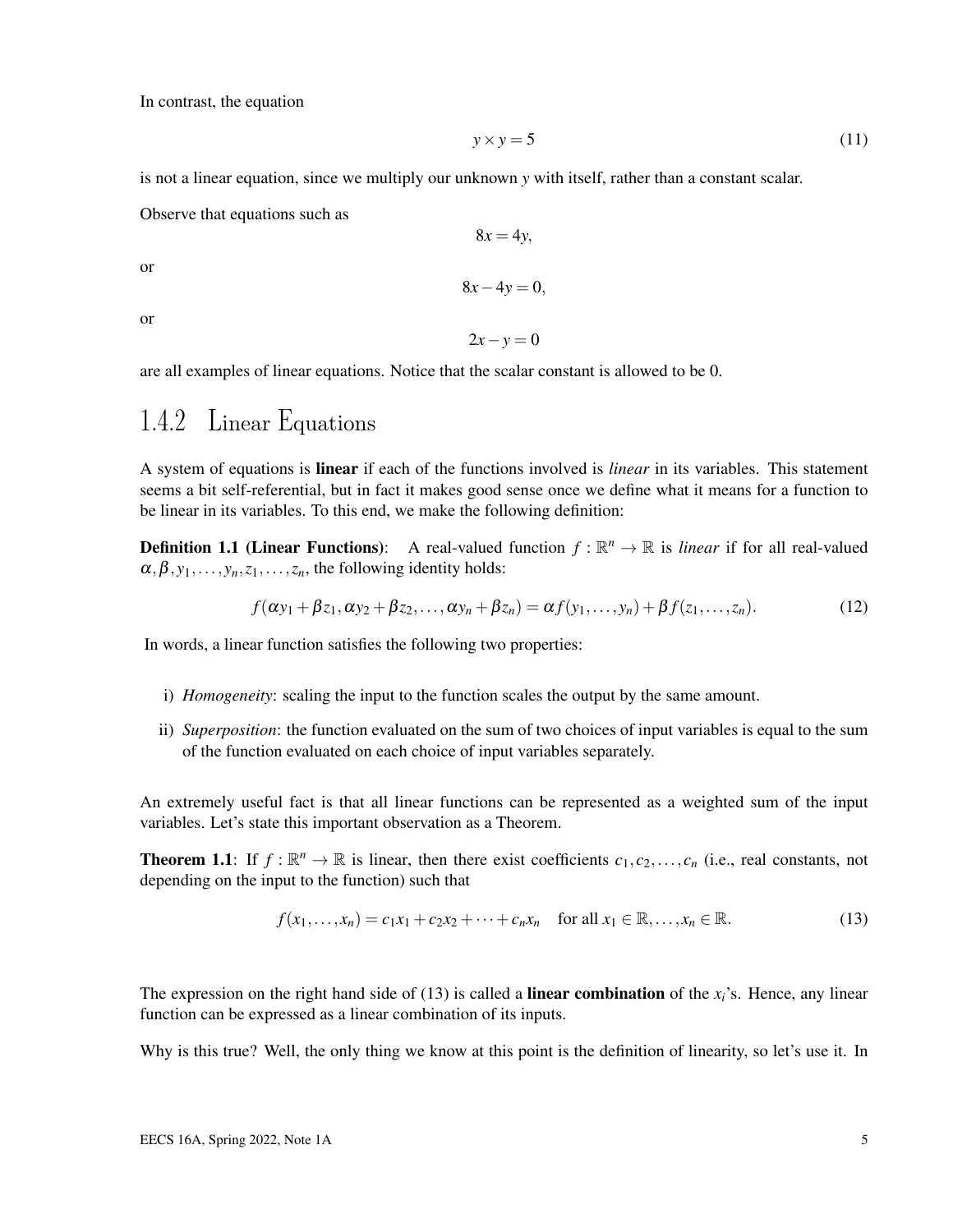In contrast, the equation

$$y \times y = 5 \tag{11}$$

is not a linear equation, since we multiply our unknown $y$ with itself, rather than a constant scalar.

Observe that equations such as

$$8x = 4y,$$

or

$$8x - 4y = 0,$$

or

$$2x - y = 0$$

are all examples of linear equations. Notice that the scalar constant is allowed to be 0.

## 1.4.2 Linear Equations

A system of equations is **linear** if each of the functions involved is *linear* in its variables. This statement seems a bit self-referential, but in fact it makes good sense once we define what it means for a function to be linear in its variables. To this end, we make the following definition:

**Definition 1.1 (Linear Functions)**: A real-valued function $f : \mathbb{R}^n \to \mathbb{R}$ is *linear* if for all real-valued $\alpha, \beta, y_1, \ldots, y_n, z_1, \ldots, z_n$, the following identity holds:

$$f(\alpha y_1 + \beta z_1, \alpha y_2 + \beta z_2, \ldots, \alpha y_n + \beta z_n) = \alpha f(y_1, \ldots, y_n) + \beta f(z_1, \ldots, z_n). \tag{12}$$

In words, a linear function satisfies the following two properties:

i) *Homogeneity*: scaling the input to the function scales the output by the same amount.

ii) *Superposition*: the function evaluated on the sum of two choices of input variables is equal to the sum of the function evaluated on each choice of input variables separately.

An extremely useful fact is that all linear functions can be represented as a weighted sum of the input variables. Let's state this important observation as a Theorem.

**Theorem 1.1**: If $f : \mathbb{R}^n \to \mathbb{R}$ is linear, then there exist coefficients $c_1, c_2, \ldots, c_n$ (i.e., real constants, not depending on the input to the function) such that

$$f(x_1, \ldots, x_n) = c_1 x_1 + c_2 x_2 + \cdots + c_n x_n \quad \text{for all } x_1 \in \mathbb{R}, \ldots, x_n \in \mathbb{R}. \tag{13}$$

The expression on the right hand side of (13) is called a **linear combination** of the $x_i$'s. Hence, any linear function can be expressed as a linear combination of its inputs.

Why is this true? Well, the only thing we know at this point is the definition of linearity, so let's use it. In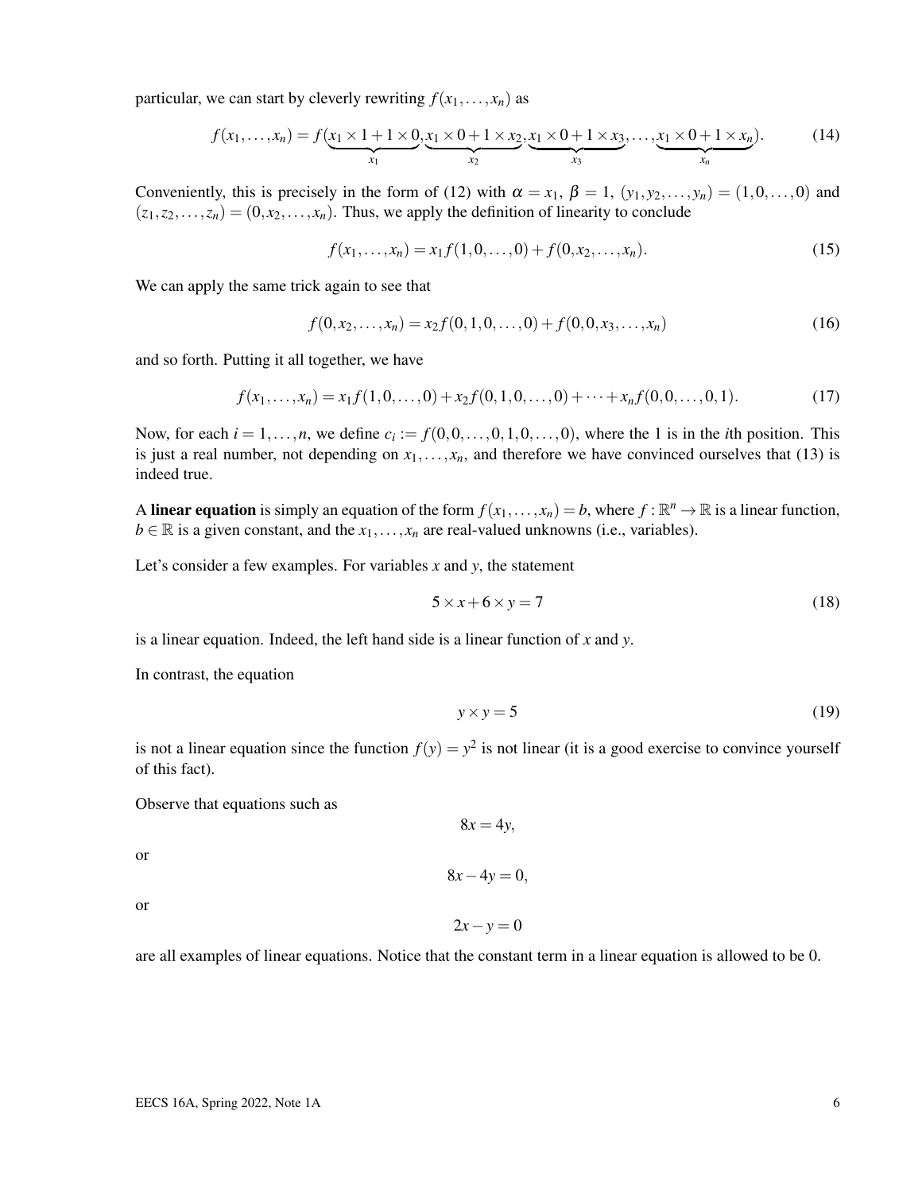particular, we can start by cleverly rewriting $f(x_1, \ldots, x_n)$ as

$$f(x_1, \ldots, x_n) = f(\underbrace{x_1 \times 1 + 1 \times 0}_{x_1}, \underbrace{x_1 \times 0 + 1 \times x_2}_{x_2}, \underbrace{x_1 \times 0 + 1 \times x_3}_{x_3}, \ldots, \underbrace{x_1 \times 0 + 1 \times x_n}_{x_n}). \tag{14}$$

Conveniently, this is precisely in the form of (12) with $\alpha = x_1$, $\beta = 1$, $(y_1, y_2, \ldots, y_n) = (1, 0, \ldots, 0)$ and $(z_1, z_2, \ldots, z_n) = (0, x_2, \ldots, x_n)$. Thus, we apply the definition of linearity to conclude

$$f(x_1, \ldots, x_n) = x_1 f(1, 0, \ldots, 0) + f(0, x_2, \ldots, x_n). \tag{15}$$

We can apply the same trick again to see that

$$f(0, x_2, \ldots, x_n) = x_2 f(0, 1, 0, \ldots, 0) + f(0, 0, x_3, \ldots, x_n) \tag{16}$$

and so forth. Putting it all together, we have

$$f(x_1, \ldots, x_n) = x_1 f(1, 0, \ldots, 0) + x_2 f(0, 1, 0, \ldots, 0) + \cdots + x_n f(0, 0, \ldots, 0, 1). \tag{17}$$

Now, for each $i = 1, \ldots, n$, we define $c_i := f(0, 0, \ldots, 0, 1, 0, \ldots, 0)$, where the 1 is in the $i$th position. This is just a real number, not depending on $x_1, \ldots, x_n$, and therefore we have convinced ourselves that (13) is indeed true.

A **linear equation** is simply an equation of the form $f(x_1, \ldots, x_n) = b$, where $f : \mathbb{R}^n \to \mathbb{R}$ is a linear function, $b \in \mathbb{R}$ is a given constant, and the $x_1, \ldots, x_n$ are real-valued unknowns (i.e., variables).

Let's consider a few examples. For variables $x$ and $y$, the statement

$$5 \times x + 6 \times y = 7 \tag{18}$$

is a linear equation. Indeed, the left hand side is a linear function of $x$ and $y$.

In contrast, the equation

$$y \times y = 5 \tag{19}$$

is not a linear equation since the function $f(y) = y^2$ is not linear (it is a good exercise to convince yourself of this fact).

Observe that equations such as

$$8x = 4y,$$

or

$$8x - 4y = 0,$$

or

$$2x - y = 0$$

are all examples of linear equations. Notice that the constant term in a linear equation is allowed to be 0.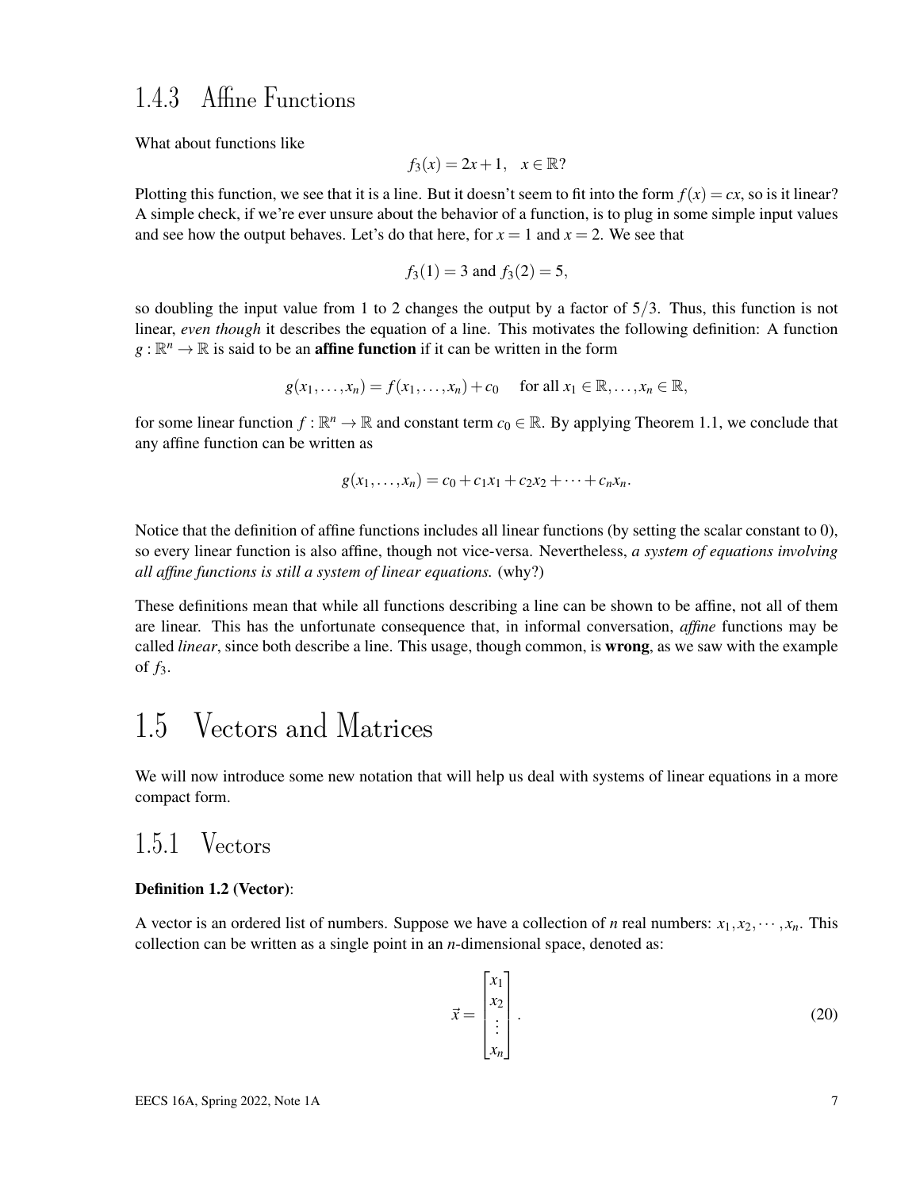### 1.4.3 Affine Functions

What about functions like

$$f_3(x) = 2x + 1, \quad x \in \mathbb{R}?$$

Plotting this function, we see that it is a line. But it doesn't seem to fit into the form $f(x) = cx$, so is it linear? A simple check, if we're ever unsure about the behavior of a function, is to plug in some simple input values and see how the output behaves. Let's do that here, for $x = 1$ and $x = 2$. We see that

$$f_3(1) = 3 \text{ and } f_3(2) = 5,$$

so doubling the input value from 1 to 2 changes the output by a factor of $5/3$. Thus, this function is not linear, *even though* it describes the equation of a line. This motivates the following definition: A function $g : \mathbb{R}^n \to \mathbb{R}$ is said to be an **affine function** if it can be written in the form

$$g(x_1, \ldots, x_n) = f(x_1, \ldots, x_n) + c_0 \quad \text{for all } x_1 \in \mathbb{R}, \ldots, x_n \in \mathbb{R},$$

for some linear function $f : \mathbb{R}^n \to \mathbb{R}$ and constant term $c_0 \in \mathbb{R}$. By applying Theorem 1.1, we conclude that any affine function can be written as

$$g(x_1, \ldots, x_n) = c_0 + c_1 x_1 + c_2 x_2 + \cdots + c_n x_n.$$

Notice that the definition of affine functions includes all linear functions (by setting the scalar constant to 0), so every linear function is also affine, though not vice-versa. Nevertheless, *a system of equations involving all affine functions is still a system of linear equations.* (why?)

These definitions mean that while all functions describing a line can be shown to be affine, not all of them are linear. This has the unfortunate consequence that, in informal conversation, *affine* functions may be called *linear*, since both describe a line. This usage, though common, is **wrong**, as we saw with the example of $f_3$.

## 1.5 Vectors and Matrices

We will now introduce some new notation that will help us deal with systems of linear equations in a more compact form.

### 1.5.1 Vectors

**Definition 1.2 (Vector)**:

A vector is an ordered list of numbers. Suppose we have a collection of $n$ real numbers: $x_1, x_2, \cdots, x_n$. This collection can be written as a single point in an $n$-dimensional space, denoted as:

$$\vec{x} = \begin{bmatrix} x_1 \\ x_2 \\ \vdots \\ x_n \end{bmatrix}. \tag{20}$$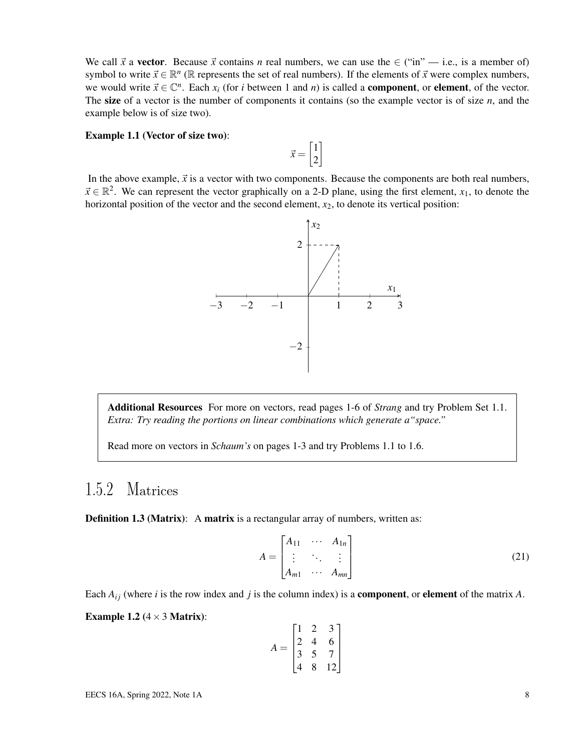We call $\vec{x}$ a **vector**. Because $\vec{x}$ contains $n$ real numbers, we can use the $\in$ ("in" — i.e., is a member of) symbol to write $\vec{x} \in \mathbb{R}^n$ ($\mathbb{R}$ represents the set of real numbers). If the elements of $\vec{x}$ were complex numbers, we would write $\vec{x} \in \mathbb{C}^n$. Each $x_i$ (for $i$ between 1 and $n$) is called a **component**, or **element**, of the vector. The **size** of a vector is the number of components it contains (so the example vector is of size $n$, and the example below is of size two).

**Example 1.1 (Vector of size two)**:

$$\vec{x} = \begin{bmatrix} 1 \\ 2 \end{bmatrix}$$

In the above example, $\vec{x}$ is a vector with two components. Because the components are both real numbers, $\vec{x} \in \mathbb{R}^2$. We can represent the vector graphically on a 2-D plane, using the first element, $x_1$, to denote the horizontal position of the vector and the second element, $x_2$, to denote its vertical position:

> **Additional Resources** For more on vectors, read pages 1-6 of *Strang* and try Problem Set 1.1. *Extra: Try reading the portions on linear combinations which generate a"space."*
>
> Read more on vectors in *Schaum's* on pages 1-3 and try Problems 1.1 to 1.6.

### 1.5.2 Matrices

**Definition 1.3 (Matrix)**: A **matrix** is a rectangular array of numbers, written as:

$$A = \begin{bmatrix} A_{11} & \cdots & A_{1n} \\ \vdots & \ddots & \vdots \\ A_{m1} & \cdots & A_{mn} \end{bmatrix} \tag{21}$$

Each $A_{ij}$ (where $i$ is the row index and $j$ is the column index) is a **component**, or **element** of the matrix $A$.

**Example 1.2 ($4 \times 3$ Matrix)**:

$$A = \begin{bmatrix} 1 & 2 & 3 \\ 2 & 4 & 6 \\ 3 & 5 & 7 \\ 4 & 8 & 12 \end{bmatrix}$$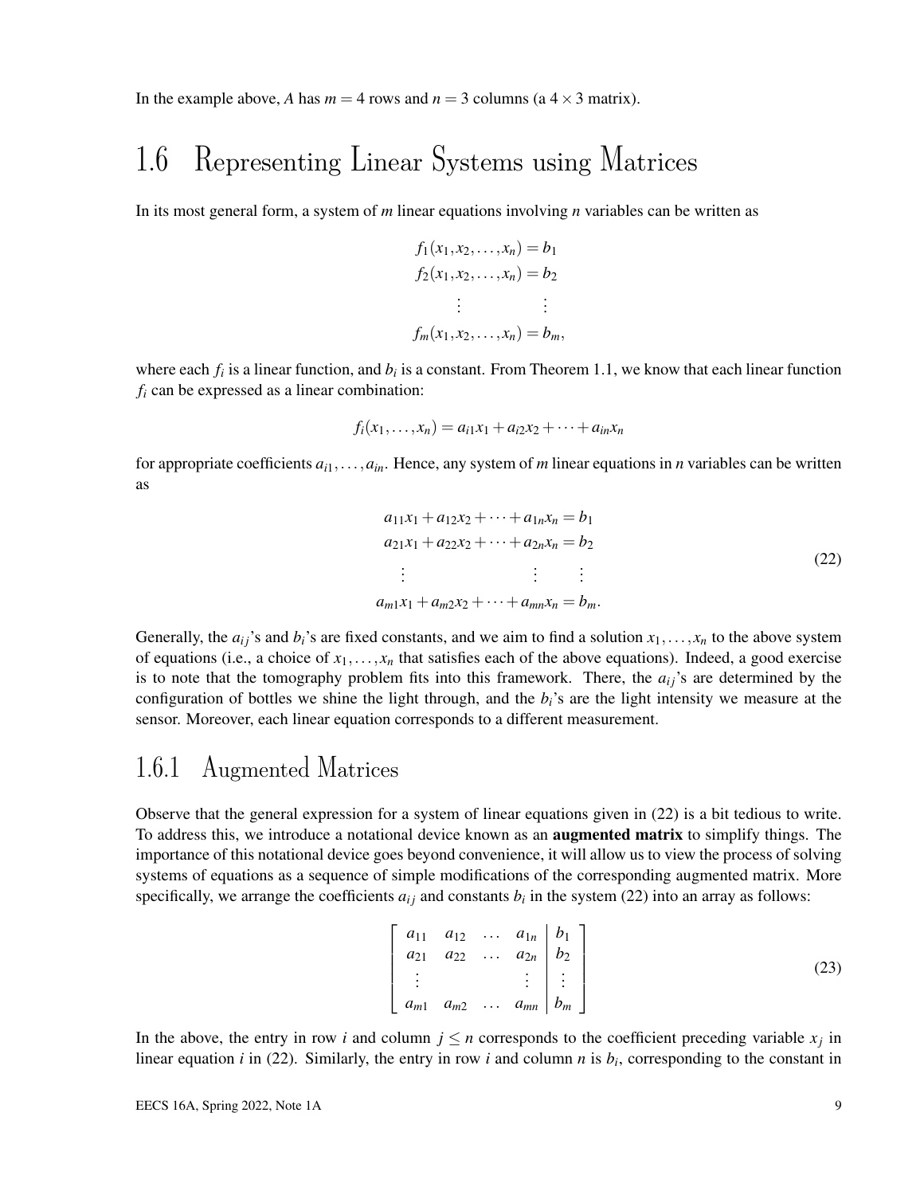In the example above, $A$ has $m = 4$ rows and $n = 3$ columns (a $4 \times 3$ matrix).

## 1.6 Representing Linear Systems using Matrices

In its most general form, a system of $m$ linear equations involving $n$ variables can be written as

$$\begin{aligned} f_1(x_1, x_2, \ldots, x_n) &= b_1 \\ f_2(x_1, x_2, \ldots, x_n) &= b_2 \\ \vdots \qquad & \quad \vdots \\ f_m(x_1, x_2, \ldots, x_n) &= b_m, \end{aligned}$$

where each $f_i$ is a linear function, and $b_i$ is a constant. From Theorem 1.1, we know that each linear function $f_i$ can be expressed as a linear combination:

$$f_i(x_1, \ldots, x_n) = a_{i1}x_1 + a_{i2}x_2 + \cdots + a_{in}x_n$$

for appropriate coefficients $a_{i1}, \ldots, a_{in}$. Hence, any system of $m$ linear equations in $n$ variables can be written as

$$\begin{aligned} a_{11}x_1 + a_{12}x_2 + \cdots + a_{1n}x_n &= b_1 \\ a_{21}x_1 + a_{22}x_2 + \cdots + a_{2n}x_n &= b_2 \\ \vdots \qquad\qquad\qquad \vdots \quad & \quad \vdots \\ a_{m1}x_1 + a_{m2}x_2 + \cdots + a_{mn}x_n &= b_m. \end{aligned} \tag{22}$$

Generally, the $a_{ij}$'s and $b_i$'s are fixed constants, and we aim to find a solution $x_1, \ldots, x_n$ to the above system of equations (i.e., a choice of $x_1, \ldots, x_n$ that satisfies each of the above equations). Indeed, a good exercise is to note that the tomography problem fits into this framework. There, the $a_{ij}$'s are determined by the configuration of bottles we shine the light through, and the $b_i$'s are the light intensity we measure at the sensor. Moreover, each linear equation corresponds to a different measurement.

### 1.6.1 Augmented Matrices

Observe that the general expression for a system of linear equations given in (22) is a bit tedious to write. To address this, we introduce a notational device known as an **augmented matrix** to simplify things. The importance of this notational device goes beyond convenience, it will allow us to view the process of solving systems of equations as a sequence of simple modifications of the corresponding augmented matrix. More specifically, we arrange the coefficients $a_{ij}$ and constants $b_i$ in the system (22) into an array as follows:

$$\left[\begin{array}{cccc|c} a_{11} & a_{12} & \ldots & a_{1n} & b_1 \\ a_{21} & a_{22} & \ldots & a_{2n} & b_2 \\ \vdots & & & \vdots & \vdots \\ a_{m1} & a_{m2} & \ldots & a_{mn} & b_m \end{array}\right] \tag{23}$$

In the above, the entry in row $i$ and column $j \leq n$ corresponds to the coefficient preceding variable $x_j$ in linear equation $i$ in (22). Similarly, the entry in row $i$ and column $n$ is $b_i$, corresponding to the constant in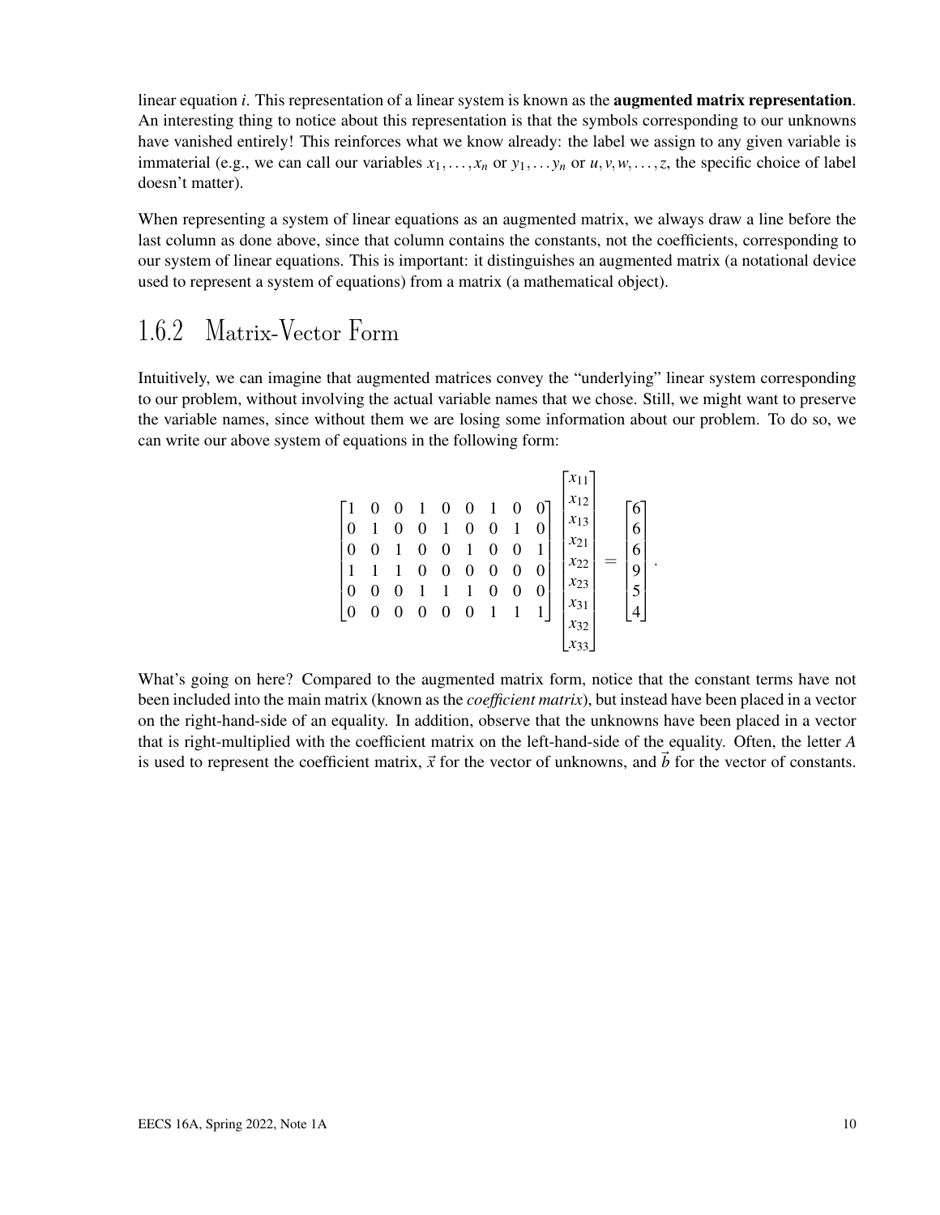linear equation $i$. This representation of a linear system is known as the **augmented matrix representation**. An interesting thing to notice about this representation is that the symbols corresponding to our unknowns have vanished entirely! This reinforces what we know already: the label we assign to any given variable is immaterial (e.g., we can call our variables $x_1, \ldots, x_n$ or $y_1, \ldots y_n$ or $u, v, w, \ldots, z$, the specific choice of label doesn't matter).

When representing a system of linear equations as an augmented matrix, we always draw a line before the last column as done above, since that column contains the constants, not the coefficients, corresponding to our system of linear equations. This is important: it distinguishes an augmented matrix (a notational device used to represent a system of equations) from a matrix (a mathematical object).

## 1.6.2 Matrix-Vector Form

Intuitively, we can imagine that augmented matrices convey the "underlying" linear system corresponding to our problem, without involving the actual variable names that we chose. Still, we might want to preserve the variable names, since without them we are losing some information about our problem. To do so, we can write our above system of equations in the following form:

$$\begin{bmatrix} 1 & 0 & 0 & 1 & 0 & 0 & 1 & 0 & 0 \\ 0 & 1 & 0 & 0 & 1 & 0 & 0 & 1 & 0 \\ 0 & 0 & 1 & 0 & 0 & 1 & 0 & 0 & 1 \\ 1 & 1 & 1 & 0 & 0 & 0 & 0 & 0 & 0 \\ 0 & 0 & 0 & 1 & 1 & 1 & 0 & 0 & 0 \\ 0 & 0 & 0 & 0 & 0 & 0 & 1 & 1 & 1 \end{bmatrix} \begin{bmatrix} x_{11} \\ x_{12} \\ x_{13} \\ x_{21} \\ x_{22} \\ x_{23} \\ x_{31} \\ x_{32} \\ x_{33} \end{bmatrix} = \begin{bmatrix} 6 \\ 6 \\ 6 \\ 9 \\ 5 \\ 4 \end{bmatrix}.$$

What's going on here? Compared to the augmented matrix form, notice that the constant terms have not been included into the main matrix (known as the *coefficient matrix*), but instead have been placed in a vector on the right-hand-side of an equality. In addition, observe that the unknowns have been placed in a vector that is right-multiplied with the coefficient matrix on the left-hand-side of the equality. Often, the letter $A$ is used to represent the coefficient matrix, $\vec{x}$ for the vector of unknowns, and $\vec{b}$ for the vector of constants.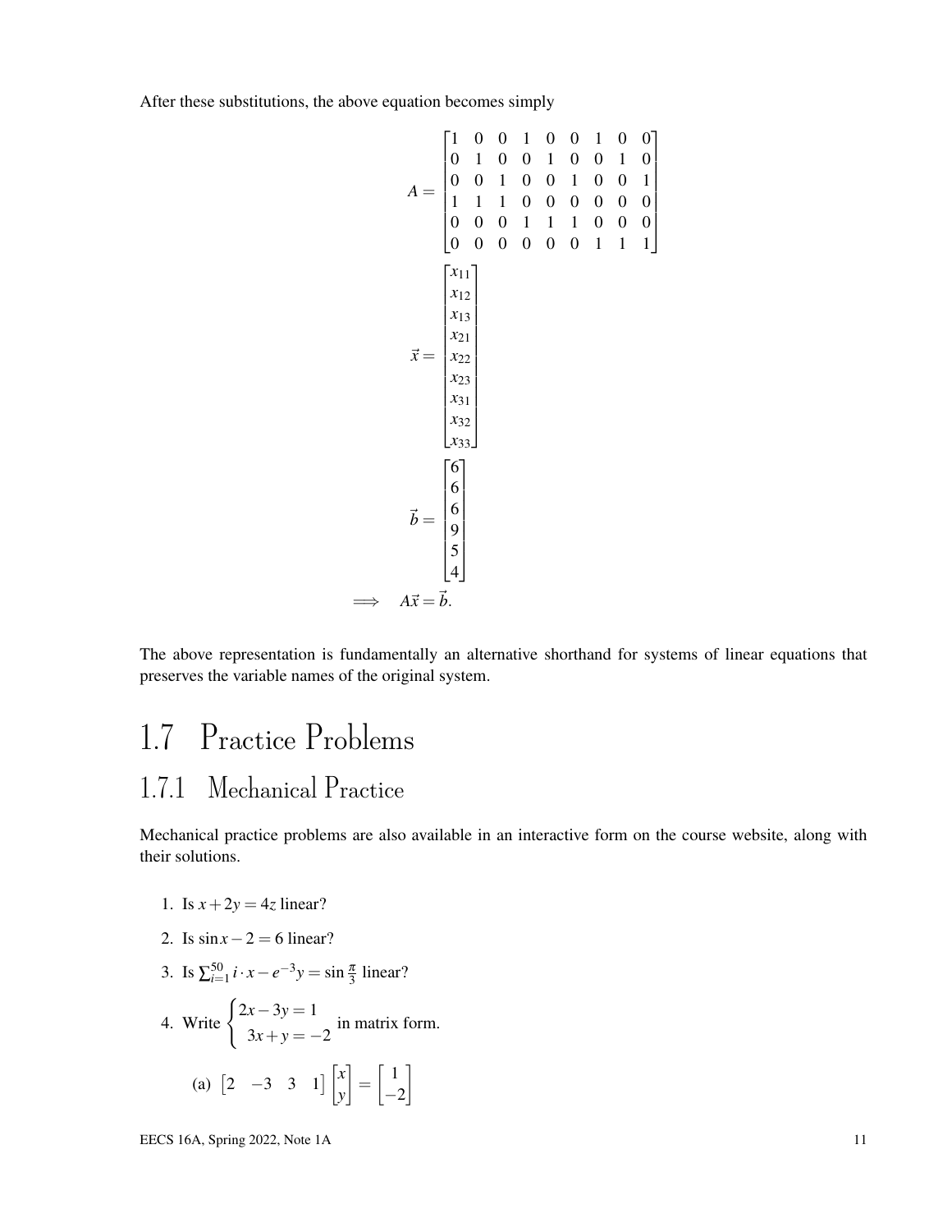After these substitutions, the above equation becomes simply

$$
A = \begin{bmatrix} 1 & 0 & 0 & 1 & 0 & 0 & 1 & 0 & 0 \\ 0 & 1 & 0 & 0 & 1 & 0 & 0 & 1 & 0 \\ 0 & 0 & 1 & 0 & 0 & 1 & 0 & 0 & 1 \\ 1 & 1 & 1 & 0 & 0 & 0 & 0 & 0 & 0 \\ 0 & 0 & 0 & 1 & 1 & 1 & 0 & 0 & 0 \\ 0 & 0 & 0 & 0 & 0 & 0 & 1 & 1 & 1 \end{bmatrix}
$$

$$
\vec{x} = \begin{bmatrix} x_{11} \\ x_{12} \\ x_{13} \\ x_{21} \\ x_{22} \\ x_{23} \\ x_{31} \\ x_{32} \\ x_{33} \end{bmatrix}
$$

$$
\vec{b} = \begin{bmatrix} 6 \\ 6 \\ 6 \\ 9 \\ 5 \\ 4 \end{bmatrix}
$$

$$
\implies \quad A\vec{x} = \vec{b}.
$$

The above representation is fundamentally an alternative shorthand for systems of linear equations that preserves the variable names of the original system.

# 1.7 Practice Problems

## 1.7.1 Mechanical Practice

Mechanical practice problems are also available in an interactive form on the course website, along with their solutions.

1. Is $x + 2y = 4z$ linear?
2. Is $\sin x - 2 = 6$ linear?
3. Is $\sum_{i=1}^{50} i \cdot x - e^{-3}y = \sin \frac{\pi}{3}$ linear?
4. Write $\begin{cases} 2x - 3y = 1 \\ 3x + y = -2 \end{cases}$ in matrix form.

   (a) $\begin{bmatrix} 2 & -3 & 3 & 1 \end{bmatrix} \begin{bmatrix} x \\ y \end{bmatrix} = \begin{bmatrix} 1 \\ -2 \end{bmatrix}$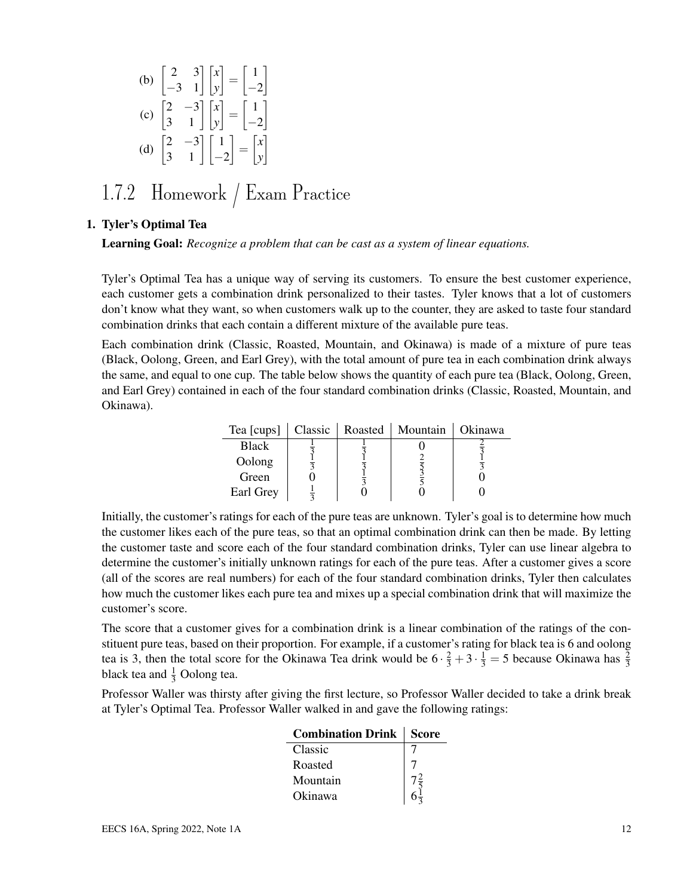(b) $\begin{bmatrix} 2 & 3 \\ -3 & 1 \end{bmatrix} \begin{bmatrix} x \\ y \end{bmatrix} = \begin{bmatrix} 1 \\ -2 \end{bmatrix}$

(c) $\begin{bmatrix} 2 & -3 \\ 3 & 1 \end{bmatrix} \begin{bmatrix} x \\ y \end{bmatrix} = \begin{bmatrix} 1 \\ -2 \end{bmatrix}$

(d) $\begin{bmatrix} 2 & -3 \\ 3 & 1 \end{bmatrix} \begin{bmatrix} 1 \\ -2 \end{bmatrix} = \begin{bmatrix} x \\ y \end{bmatrix}$

## 1.7.2 Homework / Exam Practice

**1. Tyler's Optimal Tea**

**Learning Goal:** *Recognize a problem that can be cast as a system of linear equations.*

Tyler's Optimal Tea has a unique way of serving its customers. To ensure the best customer experience, each customer gets a combination drink personalized to their tastes. Tyler knows that a lot of customers don't know what they want, so when customers walk up to the counter, they are asked to taste four standard combination drinks that each contain a different mixture of the available pure teas.

Each combination drink (Classic, Roasted, Mountain, and Okinawa) is made of a mixture of pure teas (Black, Oolong, Green, and Earl Grey), with the total amount of pure tea in each combination drink always the same, and equal to one cup. The table below shows the quantity of each pure tea (Black, Oolong, Green, and Earl Grey) contained in each of the four standard combination drinks (Classic, Roasted, Mountain, and Okinawa).

| Tea [cups] | Classic | Roasted | Mountain | Okinawa |
|---|---|---|---|---|
| Black | $\frac{1}{3}$ | $\frac{1}{3}$ | 0 | $\frac{2}{3}$ |
| Oolong | $\frac{1}{3}$ | $\frac{1}{3}$ | $\frac{2}{5}$ | $\frac{1}{3}$ |
| Green | 0 | $\frac{1}{3}$ | $\frac{3}{5}$ | 0 |
| Earl Grey | $\frac{1}{3}$ | 0 | 0 | 0 |

Initially, the customer's ratings for each of the pure teas are unknown. Tyler's goal is to determine how much the customer likes each of the pure teas, so that an optimal combination drink can then be made. By letting the customer taste and score each of the four standard combination drinks, Tyler can use linear algebra to determine the customer's initially unknown ratings for each of the pure teas. After a customer gives a score (all of the scores are real numbers) for each of the four standard combination drinks, Tyler then calculates how much the customer likes each pure tea and mixes up a special combination drink that will maximize the customer's score.

The score that a customer gives for a combination drink is a linear combination of the ratings of the constituent pure teas, based on their proportion. For example, if a customer's rating for black tea is 6 and oolong tea is 3, then the total score for the Okinawa Tea drink would be $6 \cdot \frac{2}{3} + 3 \cdot \frac{1}{3} = 5$ because Okinawa has $\frac{2}{3}$ black tea and $\frac{1}{3}$ Oolong tea.

Professor Waller was thirsty after giving the first lecture, so Professor Waller decided to take a drink break at Tyler's Optimal Tea. Professor Waller walked in and gave the following ratings:

| **Combination Drink** | **Score** |
|---|---|
| Classic | 7 |
| Roasted | 7 |
| Mountain | $7\frac{2}{5}$ |
| Okinawa | $6\frac{1}{3}$ |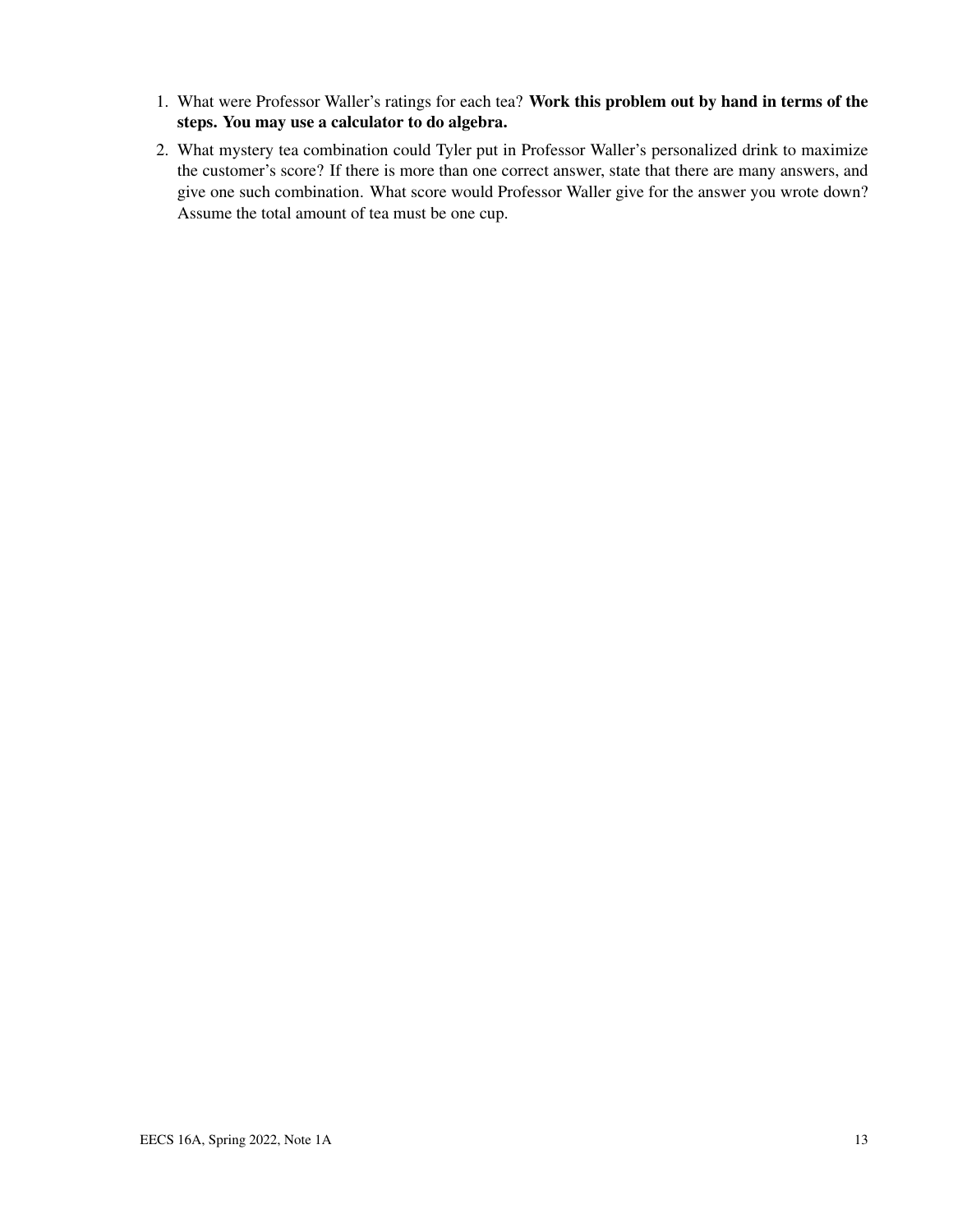1. What were Professor Waller's ratings for each tea? **Work this problem out by hand in terms of the steps. You may use a calculator to do algebra.**
2. What mystery tea combination could Tyler put in Professor Waller's personalized drink to maximize the customer's score? If there is more than one correct answer, state that there are many answers, and give one such combination. What score would Professor Waller give for the answer you wrote down? Assume the total amount of tea must be one cup.